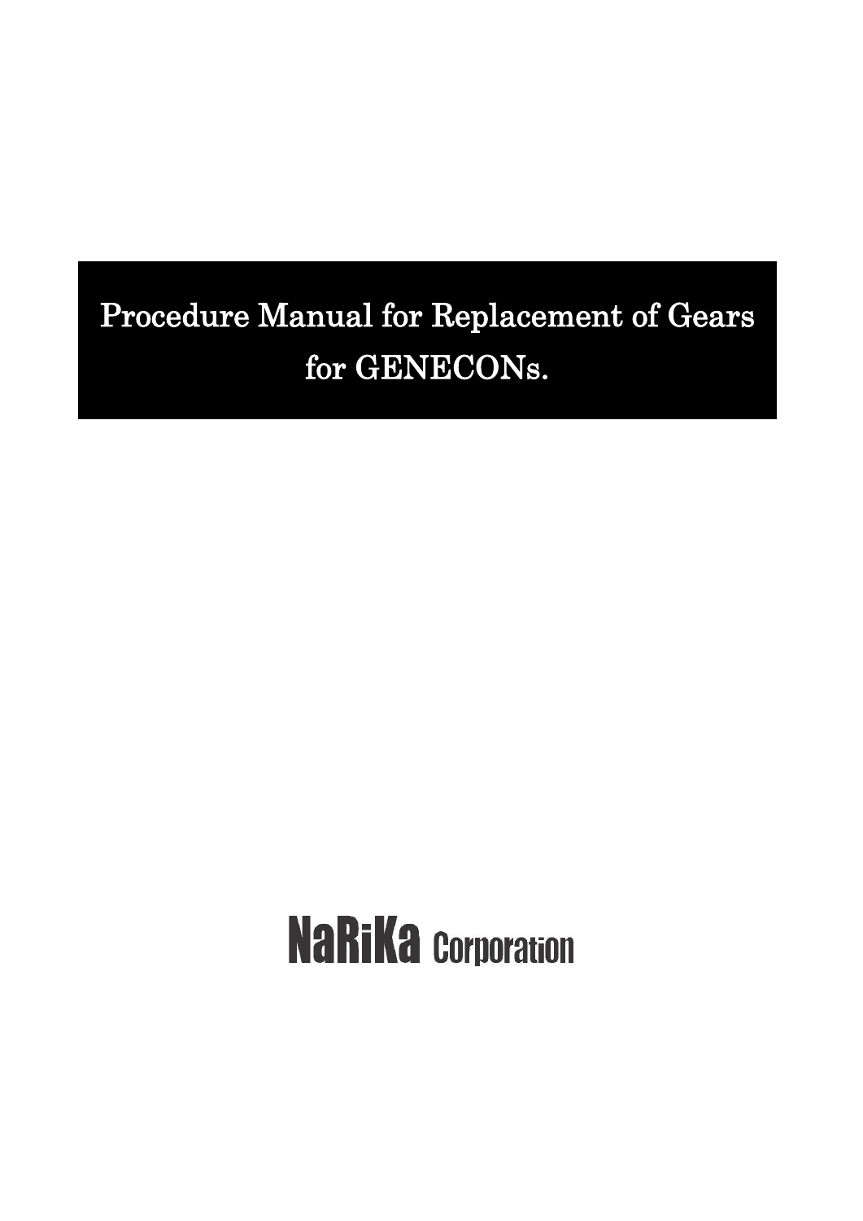# Procedure Manual for Replacement of Gears for GENECONs.

NaRiKa Corporation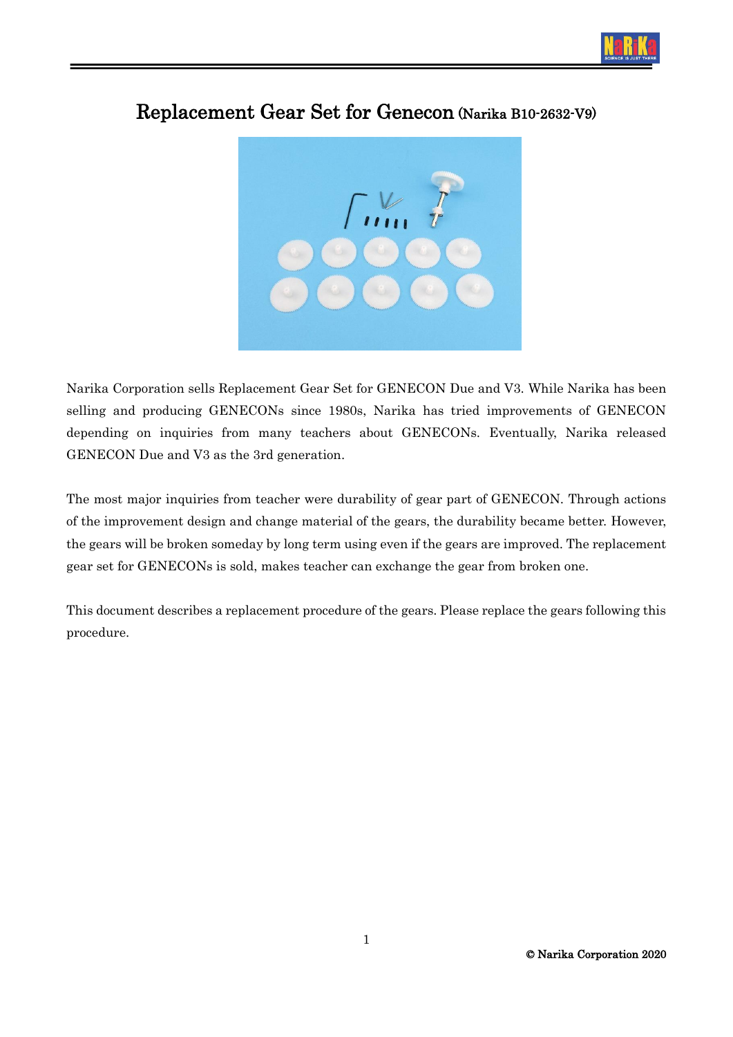# Replacement Gear Set for Genecon (Narika B10-2632-V9)

Narika Corporation sells Replacement Gear Set for GENECON Due and V3. While Narika has been selling and producing GENECONs since 1980s, Narika has tried improvements of GENECON depending on inquiries from many teachers about GENECONs. Eventually, Narika released GENECON Due and V3 as the 3rd generation.

The most major inquiries from teacher were durability of gear part of GENECON. Through actions of the improvement design and change material of the gears, the durability became better. However, the gears will be broken someday by long term using even if the gears are improved. The replacement gear set for GENECONs is sold, makes teacher can exchange the gear from broken one.

This document describes a replacement procedure of the gears. Please replace the gears following this procedure.

© Narika Corporation 2020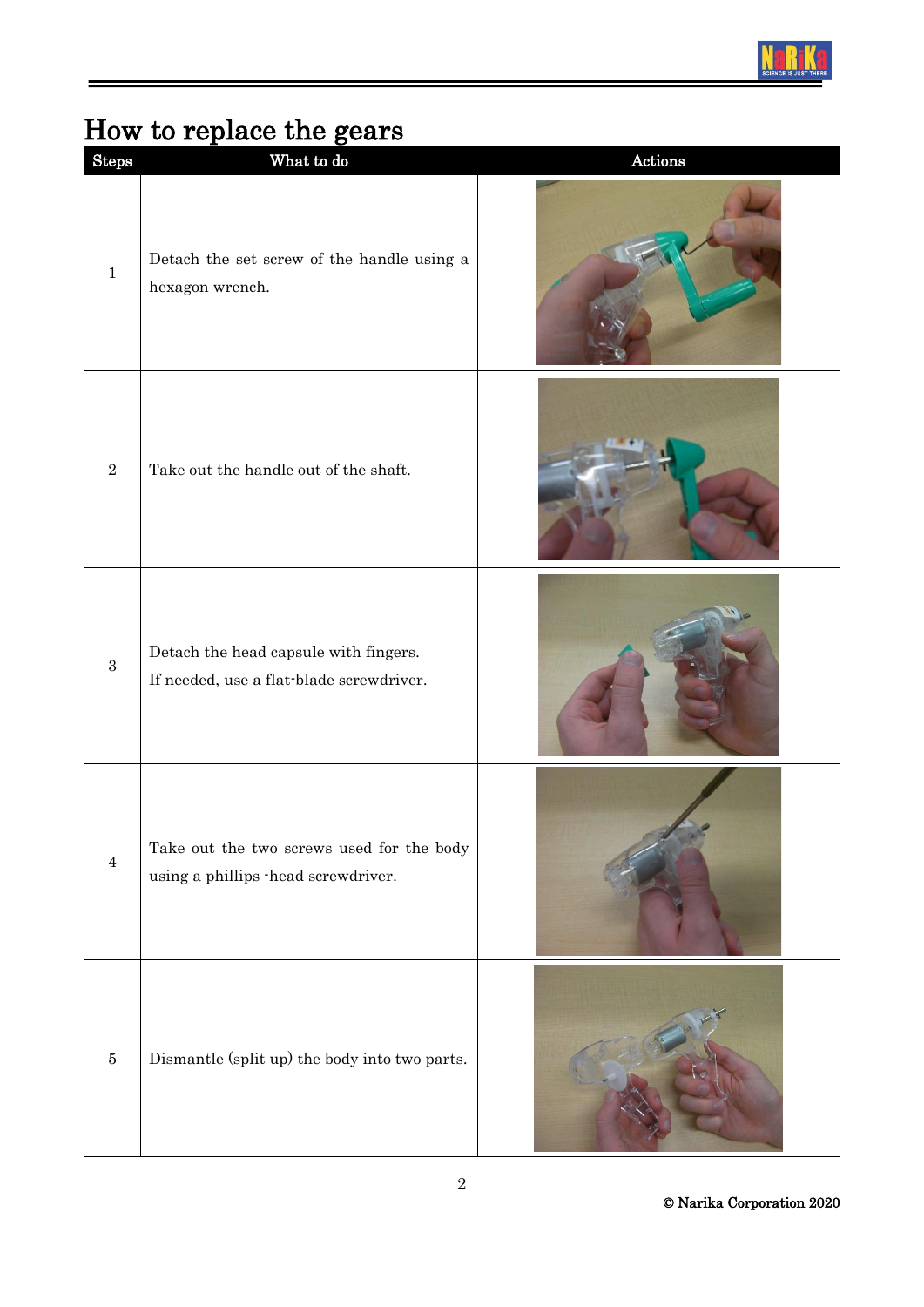# How to replace the gears

| Steps | What to do | Actions |
|---|---|---|
| 1 | Detach the set screw of the handle using a hexagon wrench. | |
| 2 | Take out the handle out of the shaft. | |
| 3 | Detach the head capsule with fingers. If needed, use a flat-blade screwdriver. | |
| 4 | Take out the two screws used for the body using a phillips -head screwdriver. | |
| 5 | Dismantle (split up) the body into two parts. | |

© Narika Corporation 2020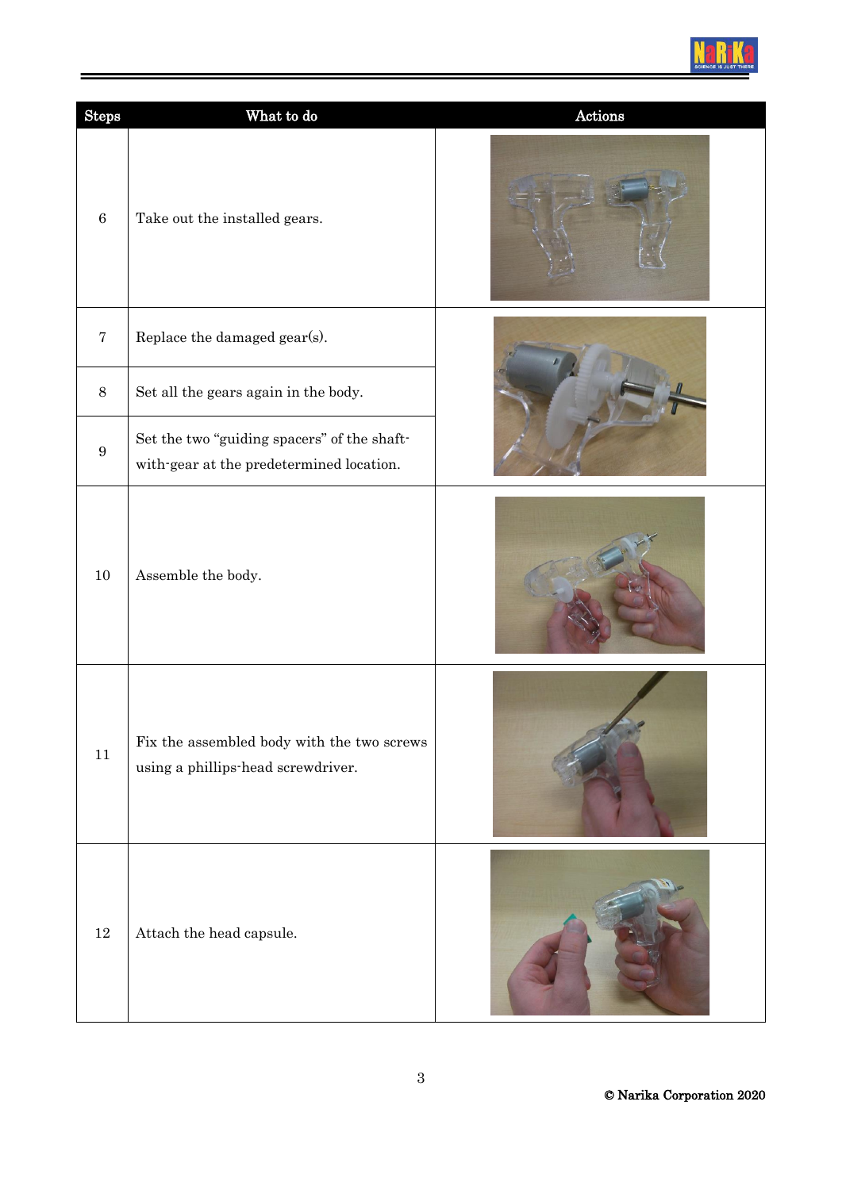| Steps | What to do | Actions |
|---|---|---|
| 6 | Take out the installed gears. | |
| 7 | Replace the damaged gear(s). | |
| 8 | Set all the gears again in the body. | |
| 9 | Set the two "guiding spacers" of the shaft-with-gear at the predetermined location. | |
| 10 | Assemble the body. | |
| 11 | Fix the assembled body with the two screws using a phillips-head screwdriver. | |
| 12 | Attach the head capsule. | |

© Narika Corporation 2020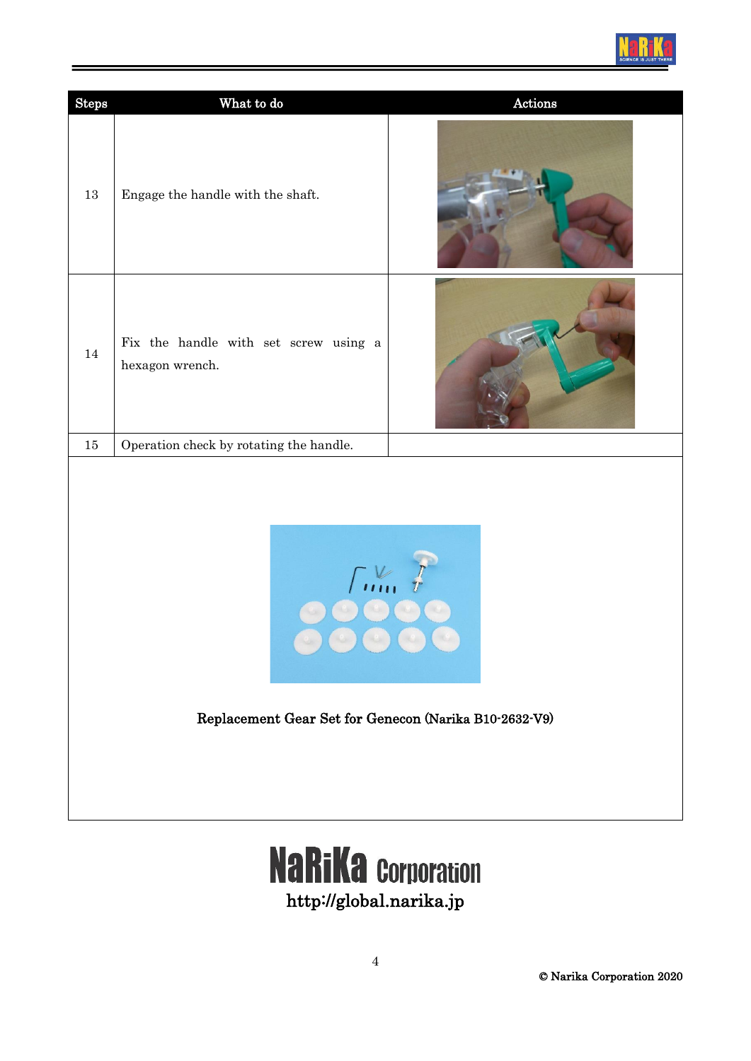| Steps | What to do | Actions |
|---|---|---|
| 13 | Engage the handle with the shaft. | |
| 14 | Fix the handle with set screw using a hexagon wrench. | |
| 15 | Operation check by rotating the handle. | |

Replacement Gear Set for Genecon (Narika B10-2632-V9)

NaRiKa Corporation

http://global.narika.jp

© Narika Corporation 2020